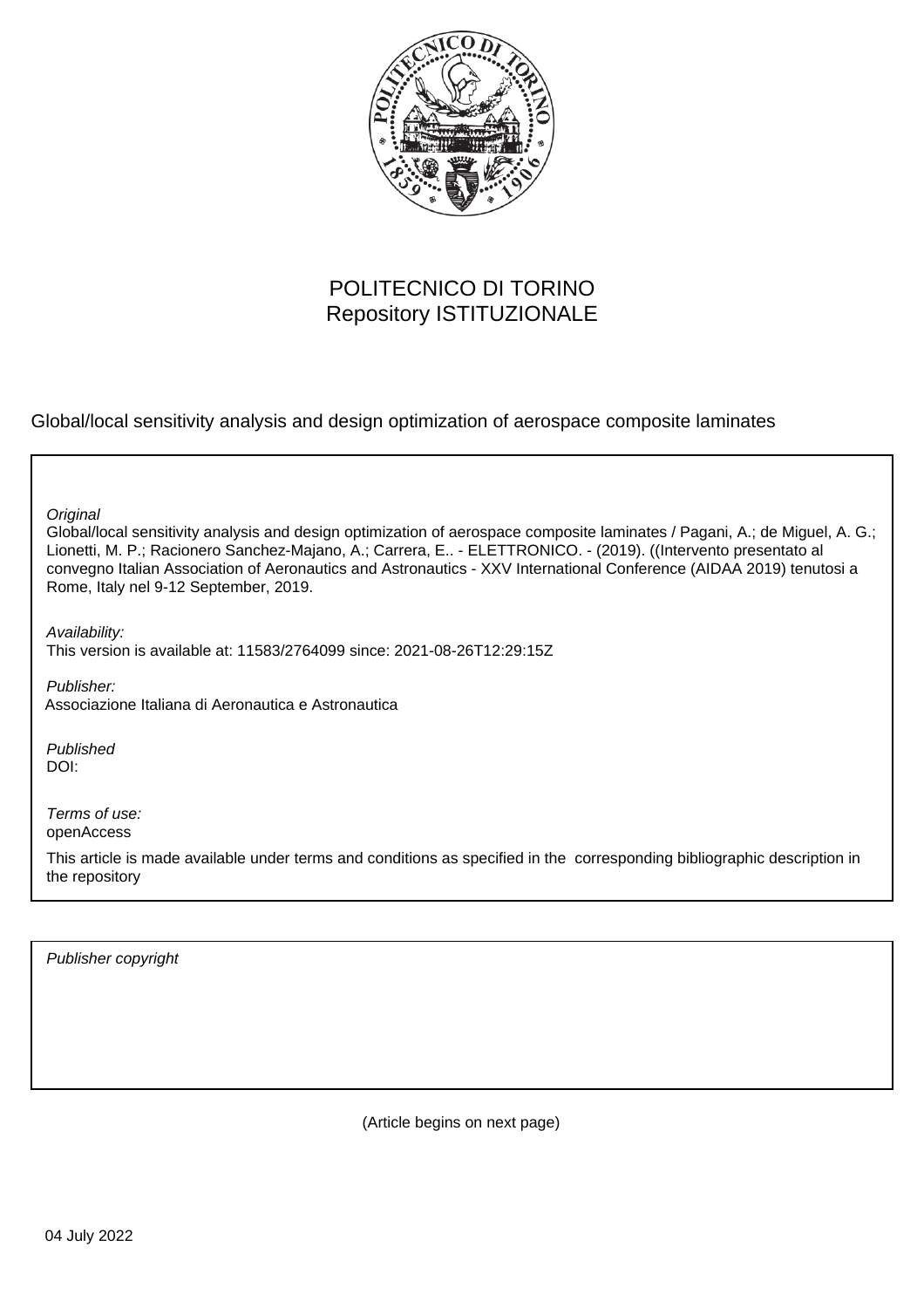POLITECNICO DI TORINO
Repository ISTITUZIONALE

Global/local sensitivity analysis and design optimization of aerospace composite laminates

*Original*
Global/local sensitivity analysis and design optimization of aerospace composite laminates / Pagani, A.; de Miguel, A. G.; Lionetti, M. P.; Racionero Sanchez-Majano, A.; Carrera, E.. - ELETTRONICO. - (2019). ((Intervento presentato al convegno Italian Association of Aeronautics and Astronautics - XXV International Conference (AIDAA 2019) tenutosi a Rome, Italy nel 9-12 September, 2019.

*Availability:*
This version is available at: 11583/2764099 since: 2021-08-26T12:29:15Z

*Publisher:*
Associazione Italiana di Aeronautica e Astronautica

*Published*
DOI:

*Terms of use:*
openAccess

This article is made available under terms and conditions as specified in the corresponding bibliographic description in the repository

*Publisher copyright*

(Article begins on next page)

04 July 2022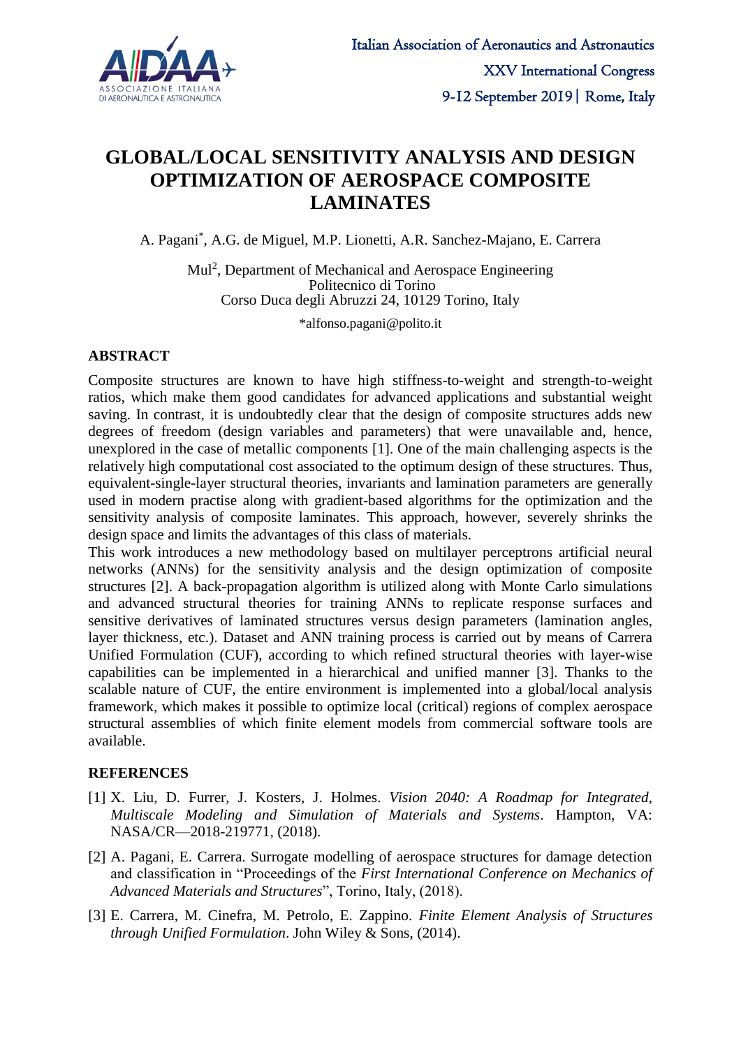# GLOBAL/LOCAL SENSITIVITY ANALYSIS AND DESIGN OPTIMIZATION OF AEROSPACE COMPOSITE LAMINATES

A. Pagani*, A.G. de Miguel, M.P. Lionetti, A.R. Sanchez-Majano, E. Carrera

Mul[2], Department of Mechanical and Aerospace Engineering
Politecnico di Torino
Corso Duca degli Abruzzi 24, 10129 Torino, Italy

*alfonso.pagani@polito.it

## ABSTRACT

Composite structures are known to have high stiffness-to-weight and strength-to-weight ratios, which make them good candidates for advanced applications and substantial weight saving. In contrast, it is undoubtedly clear that the design of composite structures adds new degrees of freedom (design variables and parameters) that were unavailable and, hence, unexplored in the case of metallic components [1]. One of the main challenging aspects is the relatively high computational cost associated to the optimum design of these structures. Thus, equivalent-single-layer structural theories, invariants and lamination parameters are generally used in modern practise along with gradient-based algorithms for the optimization and the sensitivity analysis of composite laminates. This approach, however, severely shrinks the design space and limits the advantages of this class of materials.

This work introduces a new methodology based on multilayer perceptrons artificial neural networks (ANNs) for the sensitivity analysis and the design optimization of composite structures [2]. A back-propagation algorithm is utilized along with Monte Carlo simulations and advanced structural theories for training ANNs to replicate response surfaces and sensitive derivatives of laminated structures versus design parameters (lamination angles, layer thickness, etc.). Dataset and ANN training process is carried out by means of Carrera Unified Formulation (CUF), according to which refined structural theories with layer-wise capabilities can be implemented in a hierarchical and unified manner [3]. Thanks to the scalable nature of CUF, the entire environment is implemented into a global/local analysis framework, which makes it possible to optimize local (critical) regions of complex aerospace structural assemblies of which finite element models from commercial software tools are available.

## REFERENCES

[1] X. Liu, D. Furrer, J. Kosters, J. Holmes. *Vision 2040: A Roadmap for Integrated, Multiscale Modeling and Simulation of Materials and Systems*. Hampton, VA: NASA/CR—2018-219771, (2018).

[2] A. Pagani, E. Carrera. Surrogate modelling of aerospace structures for damage detection and classification in "Proceedings of the *First International Conference on Mechanics of Advanced Materials and Structures*", Torino, Italy, (2018).

[3] E. Carrera, M. Cinefra, M. Petrolo, E. Zappino. *Finite Element Analysis of Structures through Unified Formulation*. John Wiley & Sons, (2014).